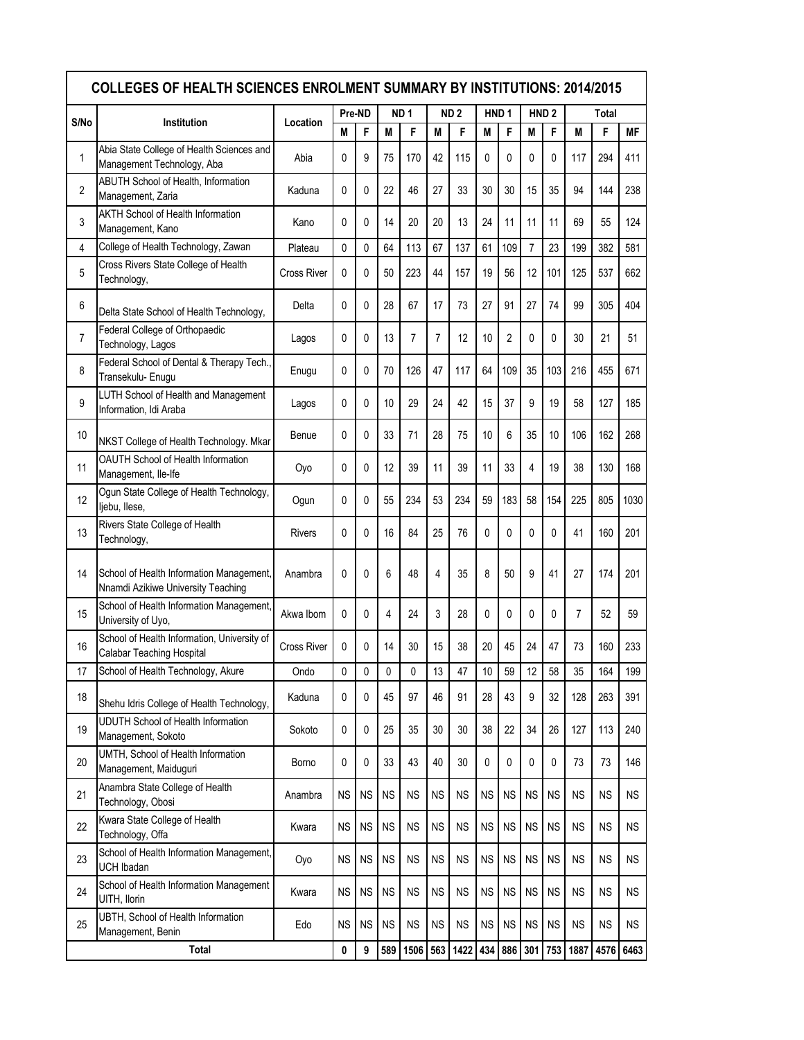## COLLEGES OF HEALTH SCIENCES ENROLMENT SUMMARY BY INSTITUTIONS: 2014/2015

| S/No | Institution | Location | Pre-ND | | ND 1 | | ND 2 | | HND 1 | | HND 2 | | Total | | |
|---|---|---|---|---|---|---|---|---|---|---|---|---|---|---|---|
| | | | M | F | M | F | M | F | M | F | M | F | M | F | MF |
| 1 | Abia State College of Health Sciences and Management Technology, Aba | Abia | 0 | 9 | 75 | 170 | 42 | 115 | 0 | 0 | 0 | 0 | 117 | 294 | 411 |
| 2 | ABUTH School of Health, Information Management, Zaria | Kaduna | 0 | 0 | 22 | 46 | 27 | 33 | 30 | 30 | 15 | 35 | 94 | 144 | 238 |
| 3 | AKTH School of Health Information Management, Kano | Kano | 0 | 0 | 14 | 20 | 20 | 13 | 24 | 11 | 11 | 11 | 69 | 55 | 124 |
| 4 | College of Health Technology, Zawan | Plateau | 0 | 0 | 64 | 113 | 67 | 137 | 61 | 109 | 7 | 23 | 199 | 382 | 581 |
| 5 | Cross Rivers State College of Health Technology, | Cross River | 0 | 0 | 50 | 223 | 44 | 157 | 19 | 56 | 12 | 101 | 125 | 537 | 662 |
| 6 | Delta State School of Health Technology, | Delta | 0 | 0 | 28 | 67 | 17 | 73 | 27 | 91 | 27 | 74 | 99 | 305 | 404 |
| 7 | Federal College of Orthopaedic Technology, Lagos | Lagos | 0 | 0 | 13 | 7 | 7 | 12 | 10 | 2 | 0 | 0 | 30 | 21 | 51 |
| 8 | Federal School of Dental & Therapy Tech., Transekulu- Enugu | Enugu | 0 | 0 | 70 | 126 | 47 | 117 | 64 | 109 | 35 | 103 | 216 | 455 | 671 |
| 9 | LUTH School of Health and Management Information, Idi Araba | Lagos | 0 | 0 | 10 | 29 | 24 | 42 | 15 | 37 | 9 | 19 | 58 | 127 | 185 |
| 10 | NKST College of Health Technology. Mkar | Benue | 0 | 0 | 33 | 71 | 28 | 75 | 10 | 6 | 35 | 10 | 106 | 162 | 268 |
| 11 | OAUTH School of Health Information Management, Ile-Ife | Oyo | 0 | 0 | 12 | 39 | 11 | 39 | 11 | 33 | 4 | 19 | 38 | 130 | 168 |
| 12 | Ogun State College of Health Technology, Ijebu, Ilese, | Ogun | 0 | 0 | 55 | 234 | 53 | 234 | 59 | 183 | 58 | 154 | 225 | 805 | 1030 |
| 13 | Rivers State College of Health Technology, | Rivers | 0 | 0 | 16 | 84 | 25 | 76 | 0 | 0 | 0 | 0 | 41 | 160 | 201 |
| 14 | School of Health Information Management, Nnamdi Azikiwe University Teaching | Anambra | 0 | 0 | 6 | 48 | 4 | 35 | 8 | 50 | 9 | 41 | 27 | 174 | 201 |
| 15 | School of Health Information Management, University of Uyo, | Akwa Ibom | 0 | 0 | 4 | 24 | 3 | 28 | 0 | 0 | 0 | 0 | 7 | 52 | 59 |
| 16 | School of Health Information, University of Calabar Teaching Hospital | Cross River | 0 | 0 | 14 | 30 | 15 | 38 | 20 | 45 | 24 | 47 | 73 | 160 | 233 |
| 17 | School of Health Technology, Akure | Ondo | 0 | 0 | 0 | 0 | 13 | 47 | 10 | 59 | 12 | 58 | 35 | 164 | 199 |
| 18 | Shehu Idris College of Health Technology, | Kaduna | 0 | 0 | 45 | 97 | 46 | 91 | 28 | 43 | 9 | 32 | 128 | 263 | 391 |
| 19 | UDUTH School of Health Information Management, Sokoto | Sokoto | 0 | 0 | 25 | 35 | 30 | 30 | 38 | 22 | 34 | 26 | 127 | 113 | 240 |
| 20 | UMTH, School of Health Information Management, Maiduguri | Borno | 0 | 0 | 33 | 43 | 40 | 30 | 0 | 0 | 0 | 0 | 73 | 73 | 146 |
| 21 | Anambra State College of Health Technology, Obosi | Anambra | NS | NS | NS | NS | NS | NS | NS | NS | NS | NS | NS | NS | NS |
| 22 | Kwara State College of Health Technology, Offa | Kwara | NS | NS | NS | NS | NS | NS | NS | NS | NS | NS | NS | NS | NS |
| 23 | School of Health Information Management, UCH Ibadan | Oyo | NS | NS | NS | NS | NS | NS | NS | NS | NS | NS | NS | NS | NS |
| 24 | School of Health Information Management UITH, Ilorin | Kwara | NS | NS | NS | NS | NS | NS | NS | NS | NS | NS | NS | NS | NS |
| 25 | UBTH, School of Health Information Management, Benin | Edo | NS | NS | NS | NS | NS | NS | NS | NS | NS | NS | NS | NS | NS |
| | **Total** | | **0** | **9** | **589** | **1506** | **563** | **1422** | **434** | **886** | **301** | **753** | **1887** | **4576** | **6463** |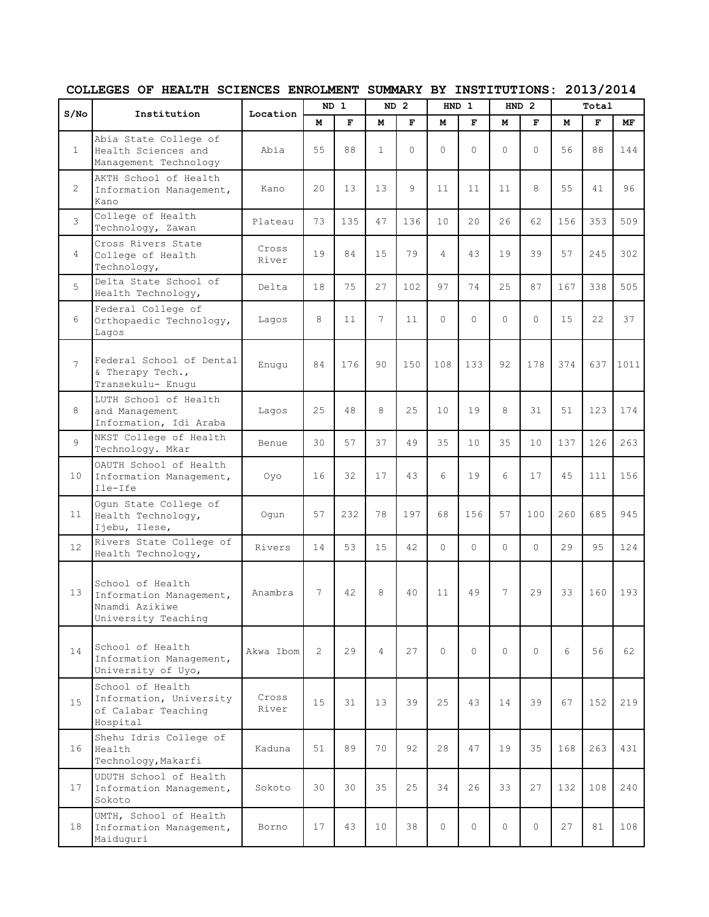## COLLEGES OF HEALTH SCIENCES ENROLMENT SUMMARY BY INSTITUTIONS: 2013/2014

| S/No | Institution | Location | ND 1 | | ND 2 | | HND 1 | | HND 2 | | Total | | |
|---|---|---|---|---|---|---|---|---|---|---|---|---|---|
| | | | M | F | M | F | M | F | M | F | M | F | MF |
| 1 | Abia State College of Health Sciences and Management Technology | Abia | 55 | 88 | 1 | 0 | 0 | 0 | 0 | 0 | 56 | 88 | 144 |
| 2 | AKTH School of Health Information Management, Kano | Kano | 20 | 13 | 13 | 9 | 11 | 11 | 11 | 8 | 55 | 41 | 96 |
| 3 | College of Health Technology, Zawan | Plateau | 73 | 135 | 47 | 136 | 10 | 20 | 26 | 62 | 156 | 353 | 509 |
| 4 | Cross Rivers State College of Health Technology, | Cross River | 19 | 84 | 15 | 79 | 4 | 43 | 19 | 39 | 57 | 245 | 302 |
| 5 | Delta State School of Health Technology, | Delta | 18 | 75 | 27 | 102 | 97 | 74 | 25 | 87 | 167 | 338 | 505 |
| 6 | Federal College of Orthopaedic Technology, Lagos | Lagos | 8 | 11 | 7 | 11 | 0 | 0 | 0 | 0 | 15 | 22 | 37 |
| 7 | Federal School of Dental & Therapy Tech., Transekulu- Enugu | Enugu | 84 | 176 | 90 | 150 | 108 | 133 | 92 | 178 | 374 | 637 | 1011 |
| 8 | LUTH School of Health and Management Information, Idi Araba | Lagos | 25 | 48 | 8 | 25 | 10 | 19 | 8 | 31 | 51 | 123 | 174 |
| 9 | NKST College of Health Technology. Mkar | Benue | 30 | 57 | 37 | 49 | 35 | 10 | 35 | 10 | 137 | 126 | 263 |
| 10 | OAUTH School of Health Information Management, Ile-Ife | Oyo | 16 | 32 | 17 | 43 | 6 | 19 | 6 | 17 | 45 | 111 | 156 |
| 11 | Ogun State College of Health Technology, Ijebu, Ilese, | Ogun | 57 | 232 | 78 | 197 | 68 | 156 | 57 | 100 | 260 | 685 | 945 |
| 12 | Rivers State College of Health Technology, | Rivers | 14 | 53 | 15 | 42 | 0 | 0 | 0 | 0 | 29 | 95 | 124 |
| 13 | School of Health Information Management, Nnamdi Azikiwe University Teaching | Anambra | 7 | 42 | 8 | 40 | 11 | 49 | 7 | 29 | 33 | 160 | 193 |
| 14 | School of Health Information Management, University of Uyo, | Akwa Ibom | 2 | 29 | 4 | 27 | 0 | 0 | 0 | 0 | 6 | 56 | 62 |
| 15 | School of Health Information, University of Calabar Teaching Hospital | Cross River | 15 | 31 | 13 | 39 | 25 | 43 | 14 | 39 | 67 | 152 | 219 |
| 16 | Shehu Idris College of Health Technology,Makarfi | Kaduna | 51 | 89 | 70 | 92 | 28 | 47 | 19 | 35 | 168 | 263 | 431 |
| 17 | UDUTH School of Health Information Management, Sokoto | Sokoto | 30 | 30 | 35 | 25 | 34 | 26 | 33 | 27 | 132 | 108 | 240 |
| 18 | UMTH, School of Health Information Management, Maiduguri | Borno | 17 | 43 | 10 | 38 | 0 | 0 | 0 | 0 | 27 | 81 | 108 |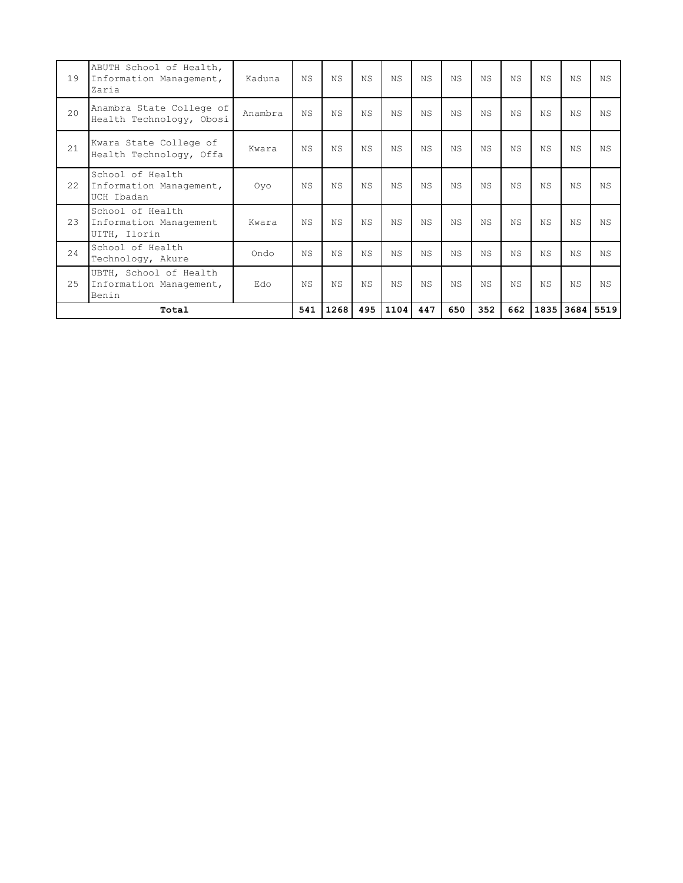| | | | | | | | | | | | | | |
|---|---|---|---|---|---|---|---|---|---|---|---|---|---|
| 19 | ABUTH School of Health, Information Management, Zaria | Kaduna | NS | NS | NS | NS | NS | NS | NS | NS | NS | NS | NS |
| 20 | Anambra State College of Health Technology, Obosi | Anambra | NS | NS | NS | NS | NS | NS | NS | NS | NS | NS | NS |
| 21 | Kwara State College of Health Technology, Offa | Kwara | NS | NS | NS | NS | NS | NS | NS | NS | NS | NS | NS |
| 22 | School of Health Information Management, UCH Ibadan | Oyo | NS | NS | NS | NS | NS | NS | NS | NS | NS | NS | NS |
| 23 | School of Health Information Management UITH, Ilorin | Kwara | NS | NS | NS | NS | NS | NS | NS | NS | NS | NS | NS |
| 24 | School of Health Technology, Akure | Ondo | NS | NS | NS | NS | NS | NS | NS | NS | NS | NS | NS |
| 25 | UBTH, School of Health Information Management, Benin | Edo | NS | NS | NS | NS | NS | NS | NS | NS | NS | NS | NS |
| **Total** | | | **541** | **1268** | **495** | **1104** | **447** | **650** | **352** | **662** | **1835** | **3684** | **5519** |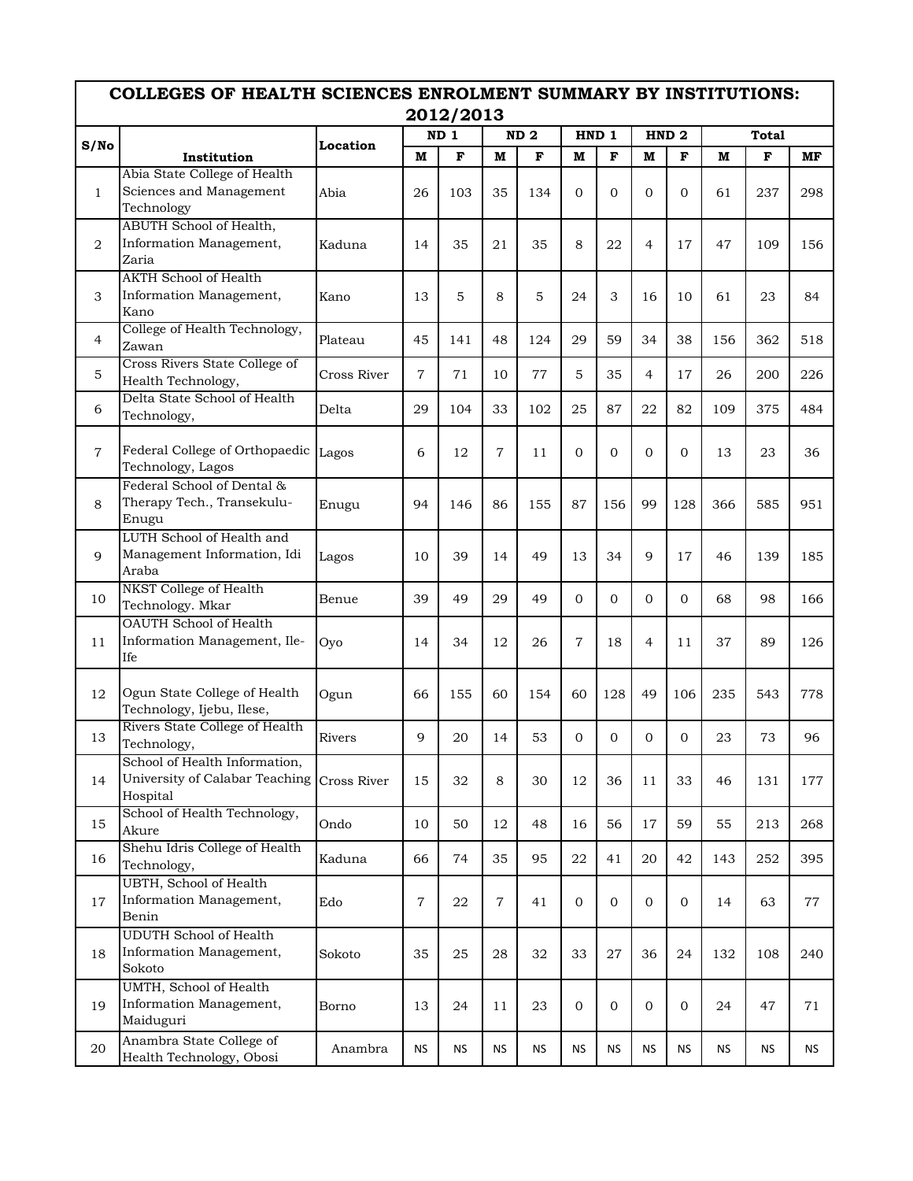| COLLEGES OF HEALTH SCIENCES ENROLMENT SUMMARY BY INSTITUTIONS: 2012/2013 | | | | | | | | | | | | | |
|---|---|---|---|---|---|---|---|---|---|---|---|---|---|
| S/No | Institution | Location | ND 1 | | ND 2 | | HND 1 | | HND 2 | | Total | | |
| | | | M | F | M | F | M | F | M | F | M | F | MF |
| 1 | Abia State College of Health Sciences and Management Technology | Abia | 26 | 103 | 35 | 134 | 0 | 0 | 0 | 0 | 61 | 237 | 298 |
| 2 | ABUTH School of Health, Information Management, Zaria | Kaduna | 14 | 35 | 21 | 35 | 8 | 22 | 4 | 17 | 47 | 109 | 156 |
| 3 | AKTH School of Health Information Management, Kano | Kano | 13 | 5 | 8 | 5 | 24 | 3 | 16 | 10 | 61 | 23 | 84 |
| 4 | College of Health Technology, Zawan | Plateau | 45 | 141 | 48 | 124 | 29 | 59 | 34 | 38 | 156 | 362 | 518 |
| 5 | Cross Rivers State College of Health Technology, | Cross River | 7 | 71 | 10 | 77 | 5 | 35 | 4 | 17 | 26 | 200 | 226 |
| 6 | Delta State School of Health Technology, | Delta | 29 | 104 | 33 | 102 | 25 | 87 | 22 | 82 | 109 | 375 | 484 |
| 7 | Federal College of Orthopaedic Technology, Lagos | Lagos | 6 | 12 | 7 | 11 | 0 | 0 | 0 | 0 | 13 | 23 | 36 |
| 8 | Federal School of Dental & Therapy Tech., Transekulu-Enugu | Enugu | 94 | 146 | 86 | 155 | 87 | 156 | 99 | 128 | 366 | 585 | 951 |
| 9 | LUTH School of Health and Management Information, Idi Araba | Lagos | 10 | 39 | 14 | 49 | 13 | 34 | 9 | 17 | 46 | 139 | 185 |
| 10 | NKST College of Health Technology. Mkar | Benue | 39 | 49 | 29 | 49 | 0 | 0 | 0 | 0 | 68 | 98 | 166 |
| 11 | OAUTH School of Health Information Management, Ile-Ife | Oyo | 14 | 34 | 12 | 26 | 7 | 18 | 4 | 11 | 37 | 89 | 126 |
| 12 | Ogun State College of Health Technology, Ijebu, Ilese, | Ogun | 66 | 155 | 60 | 154 | 60 | 128 | 49 | 106 | 235 | 543 | 778 |
| 13 | Rivers State College of Health Technology, | Rivers | 9 | 20 | 14 | 53 | 0 | 0 | 0 | 0 | 23 | 73 | 96 |
| 14 | School of Health Information, University of Calabar Teaching Hospital | Cross River | 15 | 32 | 8 | 30 | 12 | 36 | 11 | 33 | 46 | 131 | 177 |
| 15 | School of Health Technology, Akure | Ondo | 10 | 50 | 12 | 48 | 16 | 56 | 17 | 59 | 55 | 213 | 268 |
| 16 | Shehu Idris College of Health Technology, | Kaduna | 66 | 74 | 35 | 95 | 22 | 41 | 20 | 42 | 143 | 252 | 395 |
| 17 | UBTH, School of Health Information Management, Benin | Edo | 7 | 22 | 7 | 41 | 0 | 0 | 0 | 0 | 14 | 63 | 77 |
| 18 | UDUTH School of Health Information Management, Sokoto | Sokoto | 35 | 25 | 28 | 32 | 33 | 27 | 36 | 24 | 132 | 108 | 240 |
| 19 | UMTH, School of Health Information Management, Maiduguri | Borno | 13 | 24 | 11 | 23 | 0 | 0 | 0 | 0 | 24 | 47 | 71 |
| 20 | Anambra State College of Health Technology, Obosi | Anambra | NS | NS | NS | NS | NS | NS | NS | NS | NS | NS | NS |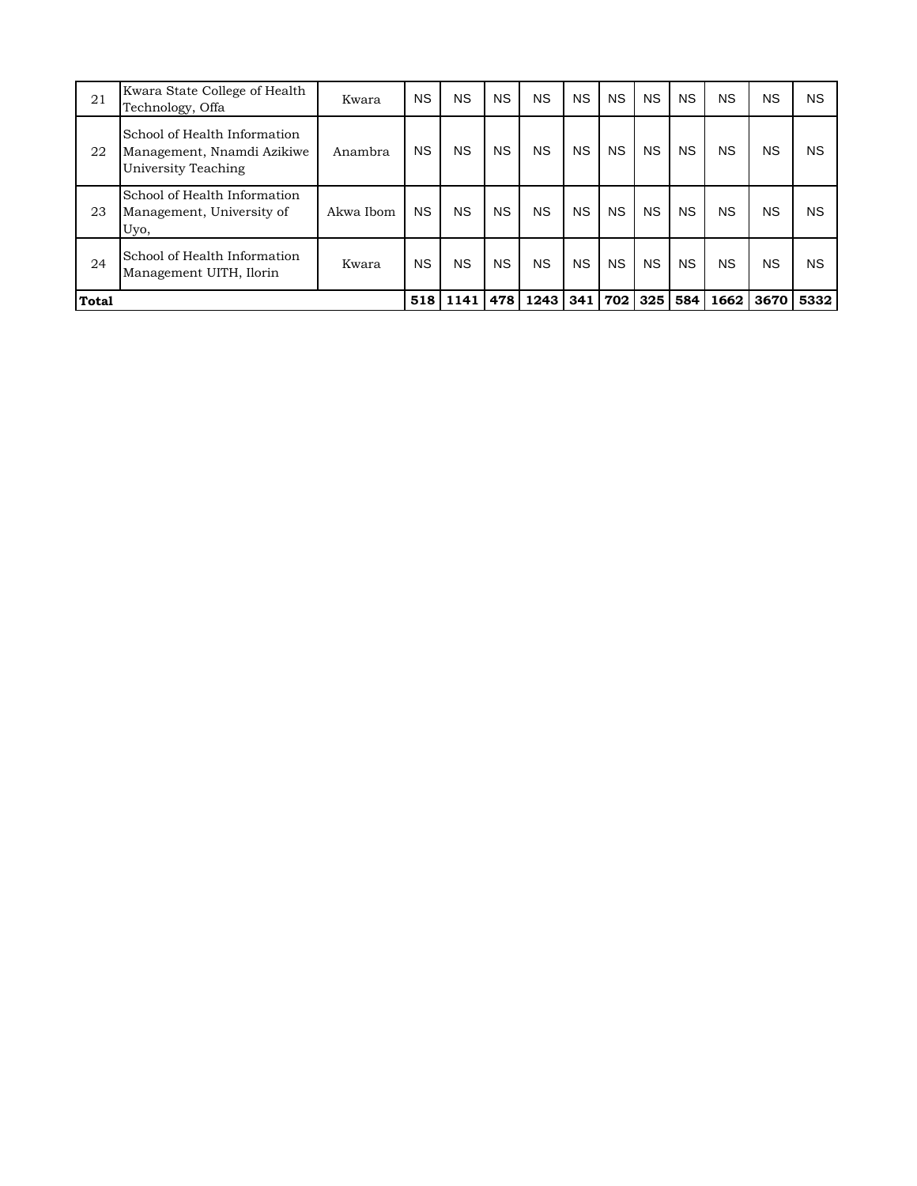| | | | | | | | | | | | | | |
|---|---|---|---|---|---|---|---|---|---|---|---|---|---|
| 21 | Kwara State College of Health Technology, Offa | Kwara | NS | NS | NS | NS | NS | NS | NS | NS | NS | NS | NS |
| 22 | School of Health Information Management, Nnamdi Azikiwe University Teaching | Anambra | NS | NS | NS | NS | NS | NS | NS | NS | NS | NS | NS |
| 23 | School of Health Information Management, University of Uyo, | Akwa Ibom | NS | NS | NS | NS | NS | NS | NS | NS | NS | NS | NS |
| 24 | School of Health Information Management UITH, Ilorin | Kwara | NS | NS | NS | NS | NS | NS | NS | NS | NS | NS | NS |
| **Total** | | | **518** | **1141** | **478** | **1243** | **341** | **702** | **325** | **584** | **1662** | **3670** | **5332** |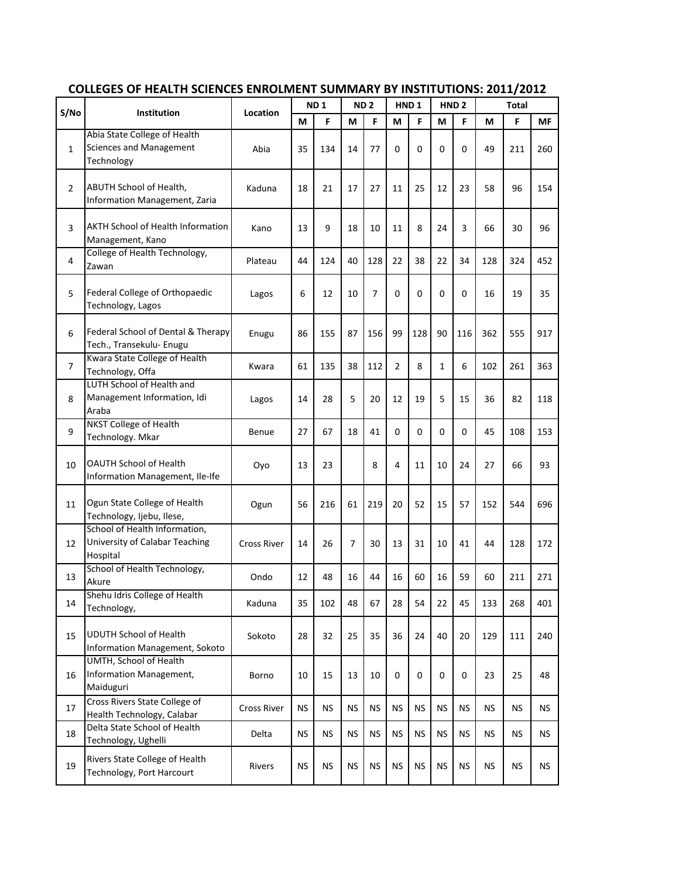## COLLEGES OF HEALTH SCIENCES ENROLMENT SUMMARY BY INSTITUTIONS: 2011/2012

| S/No | Institution | Location | ND 1 | | ND 2 | | HND 1 | | HND 2 | | Total | | |
|---|---|---|---|---|---|---|---|---|---|---|---|---|---|
| | | | M | F | M | F | M | F | M | F | M | F | MF |
| 1 | Abia State College of Health Sciences and Management Technology | Abia | 35 | 134 | 14 | 77 | 0 | 0 | 0 | 0 | 49 | 211 | 260 |
| 2 | ABUTH School of Health, Information Management, Zaria | Kaduna | 18 | 21 | 17 | 27 | 11 | 25 | 12 | 23 | 58 | 96 | 154 |
| 3 | AKTH School of Health Information Management, Kano | Kano | 13 | 9 | 18 | 10 | 11 | 8 | 24 | 3 | 66 | 30 | 96 |
| 4 | College of Health Technology, Zawan | Plateau | 44 | 124 | 40 | 128 | 22 | 38 | 22 | 34 | 128 | 324 | 452 |
| 5 | Federal College of Orthopaedic Technology, Lagos | Lagos | 6 | 12 | 10 | 7 | 0 | 0 | 0 | 0 | 16 | 19 | 35 |
| 6 | Federal School of Dental & Therapy Tech., Transekulu- Enugu | Enugu | 86 | 155 | 87 | 156 | 99 | 128 | 90 | 116 | 362 | 555 | 917 |
| 7 | Kwara State College of Health Technology, Offa | Kwara | 61 | 135 | 38 | 112 | 2 | 8 | 1 | 6 | 102 | 261 | 363 |
| 8 | LUTH School of Health and Management Information, Idi Araba | Lagos | 14 | 28 | 5 | 20 | 12 | 19 | 5 | 15 | 36 | 82 | 118 |
| 9 | NKST College of Health Technology. Mkar | Benue | 27 | 67 | 18 | 41 | 0 | 0 | 0 | 0 | 45 | 108 | 153 |
| 10 | OAUTH School of Health Information Management, Ile-Ife | Oyo | 13 | 23 | | 8 | 4 | 11 | 10 | 24 | 27 | 66 | 93 |
| 11 | Ogun State College of Health Technology, Ijebu, Ilese, | Ogun | 56 | 216 | 61 | 219 | 20 | 52 | 15 | 57 | 152 | 544 | 696 |
| 12 | School of Health Information, University of Calabar Teaching Hospital | Cross River | 14 | 26 | 7 | 30 | 13 | 31 | 10 | 41 | 44 | 128 | 172 |
| 13 | School of Health Technology, Akure | Ondo | 12 | 48 | 16 | 44 | 16 | 60 | 16 | 59 | 60 | 211 | 271 |
| 14 | Shehu Idris College of Health Technology, | Kaduna | 35 | 102 | 48 | 67 | 28 | 54 | 22 | 45 | 133 | 268 | 401 |
| 15 | UDUTH School of Health Information Management, Sokoto | Sokoto | 28 | 32 | 25 | 35 | 36 | 24 | 40 | 20 | 129 | 111 | 240 |
| 16 | UMTH, School of Health Information Management, Maiduguri | Borno | 10 | 15 | 13 | 10 | 0 | 0 | 0 | 0 | 23 | 25 | 48 |
| 17 | Cross Rivers State College of Health Technology, Calabar | Cross River | NS | NS | NS | NS | NS | NS | NS | NS | NS | NS | NS |
| 18 | Delta State School of Health Technology, Ughelli | Delta | NS | NS | NS | NS | NS | NS | NS | NS | NS | NS | NS |
| 19 | Rivers State College of Health Technology, Port Harcourt | Rivers | NS | NS | NS | NS | NS | NS | NS | NS | NS | NS | NS |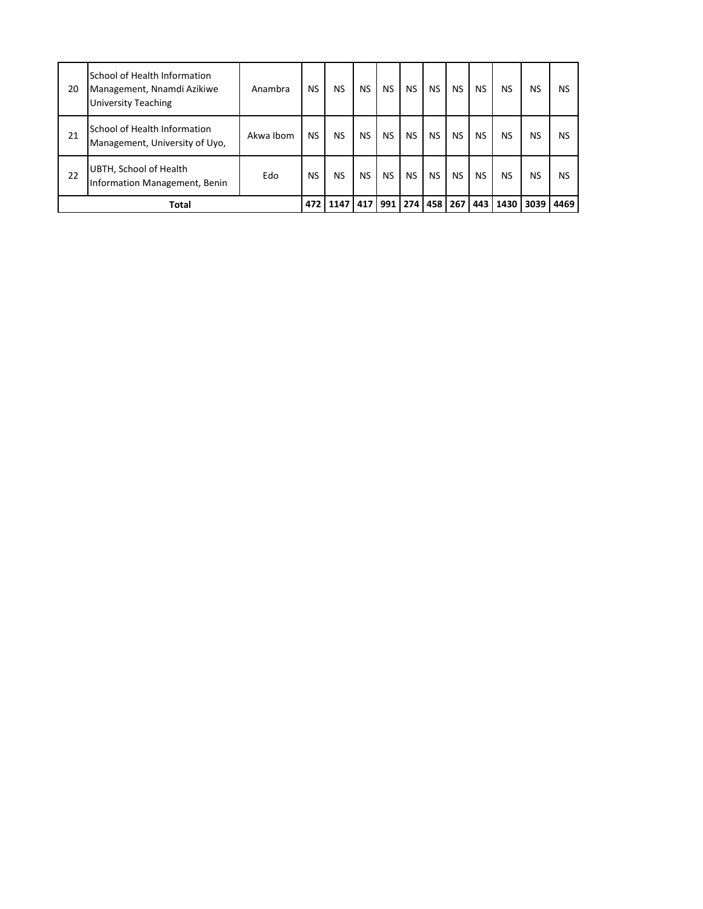| | | | | | | | | | | | | | |
|---|---|---|---|---|---|---|---|---|---|---|---|---|---|
| 20 | School of Health Information Management, Nnamdi Azikiwe University Teaching | Anambra | NS | NS | NS | NS | NS | NS | NS | NS | NS | NS | NS |
| 21 | School of Health Information Management, University of Uyo, | Akwa Ibom | NS | NS | NS | NS | NS | NS | NS | NS | NS | NS | NS |
| 22 | UBTH, School of Health Information Management, Benin | Edo | NS | NS | NS | NS | NS | NS | NS | NS | NS | NS | NS |
| **Total** | | | **472** | **1147** | **417** | **991** | **274** | **458** | **267** | **443** | **1430** | **3039** | **4469** |